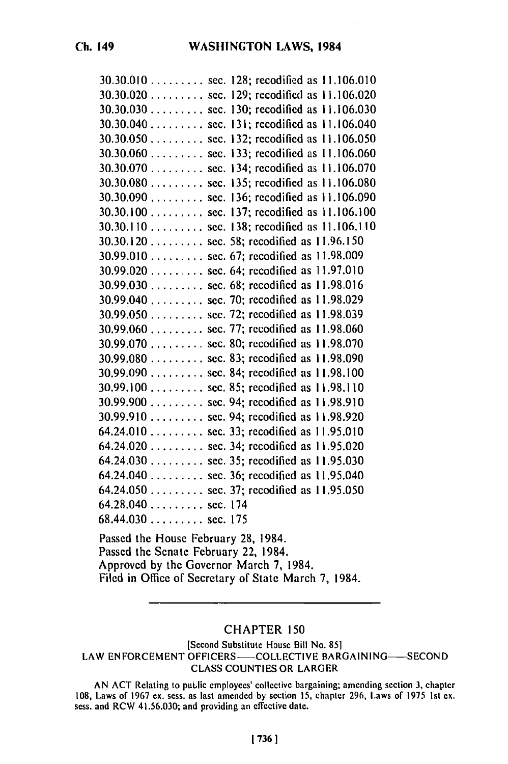30.30.010 ......... sec. 128; recodified as 11.106.010
30.30.020 ......... sec. 129; recodified as 11.106.020
30.30.030 ......... sec. 130; recodified as 11.106.030
30.30.040 ......... sec. 131; recodified as 11.106.040
30.30.050 ......... sec. 132; recodified as 11.106.050
30.30.060 ......... sec. 133; recodified as 11.106.060
30.30.070 ......... sec. 134; recodified as 11.106.070
30.30.080 ......... sec. 135; recodified as 11.106.080
30.30.090 ......... sec. 136; recodified as 11.106.090
30.30.100 ......... sec. 137; recodified as 11.106.100
30.30.110 ......... sec. 138; recodified as 11.106.110
30.30.120 ......... sec. 58; recodified as 11.96.150
30.99.010 ......... sec. 67; recodified as 11.98.009
30.99.020 ......... sec. 64; recodified as 11.97.010
30.99.030 ......... sec. 68; recodified as 11.98.016
30.99.040 ......... sec. 70; recodified as 11.98.029
30.99.050 ......... sec. 72; recodified as 11.98.039
30.99.060 ......... sec. 77; recodified as 11.98.060
30.99.070 ......... sec. 80; recodified as 11.98.070
30.99.080 ......... sec. 83; recodified as 11.98.090
30.99.090 ......... sec. 84; recodified as 11.98.100
30.99.100 ......... sec. 85; recodified as 11.98.110
30.99.900 ......... sec. 94; recodified as 11.98.910
30.99.910 ......... sec. 94; recodified as 11.98.920
64.24.010 ......... sec. 33; recodified as 11.95.010
64.24.020 ......... sec. 34; recodified as 11.95.020
64.24.030 ......... sec. 35; recodified as 11.95.030
64.24.040 ......... sec. 36; recodified as 11.95.040
64.24.050 ......... sec. 37; recodified as 11.95.050
64.28.040 ......... sec. 174
68.44.030 ......... sec. 175

Passed the House February 28, 1984.
Passed the Senate February 22, 1984.
Approved by the Governor March 7, 1984.
Filed in Office of Secretary of State March 7, 1984.

---

## CHAPTER 150

[Second Substitute House Bill No. 85]

LAW ENFORCEMENT OFFICERS—COLLECTIVE BARGAINING—SECOND CLASS COUNTIES OR LARGER

AN ACT Relating to public employees' collective bargaining; amending section 3, chapter 108, Laws of 1967 ex. sess. as last amended by section 15, chapter 296, Laws of 1975 1st ex. sess. and RCW 41.56.030; and providing an effective date.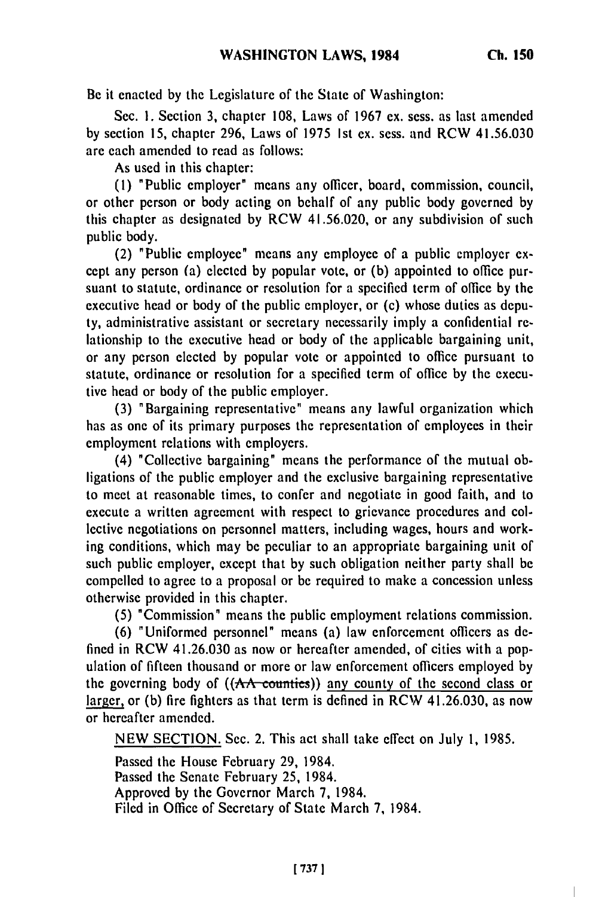Be it enacted by the Legislature of the State of Washington:

Sec. 1. Section 3, chapter 108, Laws of 1967 ex. sess. as last amended by section 15, chapter 296, Laws of 1975 1st ex. sess. and RCW 41.56.030 are each amended to read as follows:

As used in this chapter:

(1) "Public employer" means any officer, board, commission, council, or other person or body acting on behalf of any public body governed by this chapter as designated by RCW 41.56.020, or any subdivision of such public body.

(2) "Public employee" means any employee of a public employer except any person (a) elected by popular vote, or (b) appointed to office pursuant to statute, ordinance or resolution for a specified term of office by the executive head or body of the public employer, or (c) whose duties as deputy, administrative assistant or secretary necessarily imply a confidential relationship to the executive head or body of the applicable bargaining unit, or any person elected by popular vote or appointed to office pursuant to statute, ordinance or resolution for a specified term of office by the executive head or body of the public employer.

(3) "Bargaining representative" means any lawful organization which has as one of its primary purposes the representation of employees in their employment relations with employers.

(4) "Collective bargaining" means the performance of the mutual obligations of the public employer and the exclusive bargaining representative to meet at reasonable times, to confer and negotiate in good faith, and to execute a written agreement with respect to grievance procedures and collective negotiations on personnel matters, including wages, hours and working conditions, which may be peculiar to an appropriate bargaining unit of such public employer, except that by such obligation neither party shall be compelled to agree to a proposal or be required to make a concession unless otherwise provided in this chapter.

(5) "Commission" means the public employment relations commission.

(6) "Uniformed personnel" means (a) law enforcement officers as defined in RCW 41.26.030 as now or hereafter amended, of cities with a population of fifteen thousand or more or law enforcement officers employed by the governing body of ((~~AA counties~~)) <u>any county of the second class or larger,</u> or (b) fire fighters as that term is defined in RCW 41.26.030, as now or hereafter amended.

<u>NEW SECTION.</u> Sec. 2. This act shall take effect on July 1, 1985.

Passed the House February 29, 1984.
Passed the Senate February 25, 1984.
Approved by the Governor March 7, 1984.
Filed in Office of Secretary of State March 7, 1984.